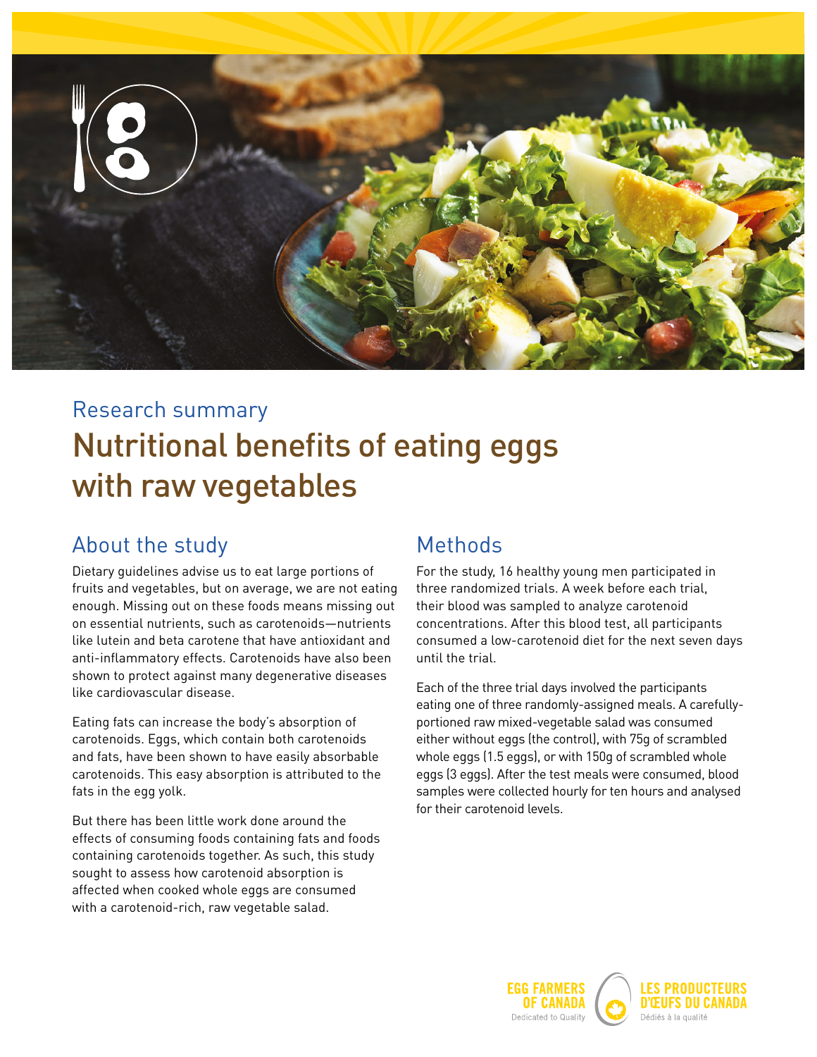Research summary

# Nutritional benefits of eating eggs with raw vegetables

## About the study

Dietary guidelines advise us to eat large portions of fruits and vegetables, but on average, we are not eating enough. Missing out on these foods means missing out on essential nutrients, such as carotenoids—nutrients like lutein and beta carotene that have antioxidant and anti-inflammatory effects. Carotenoids have also been shown to protect against many degenerative diseases like cardiovascular disease.

Eating fats can increase the body's absorption of carotenoids. Eggs, which contain both carotenoids and fats, have been shown to have easily absorbable carotenoids. This easy absorption is attributed to the fats in the egg yolk.

But there has been little work done around the effects of consuming foods containing fats and foods containing carotenoids together. As such, this study sought to assess how carotenoid absorption is affected when cooked whole eggs are consumed with a carotenoid-rich, raw vegetable salad.

## Methods

For the study, 16 healthy young men participated in three randomized trials. A week before each trial, their blood was sampled to analyze carotenoid concentrations. After this blood test, all participants consumed a low-carotenoid diet for the next seven days until the trial.

Each of the three trial days involved the participants eating one of three randomly-assigned meals. A carefully-portioned raw mixed-vegetable salad was consumed either without eggs (the control), with 75g of scrambled whole eggs (1.5 eggs), or with 150g of scrambled whole eggs (3 eggs). After the test meals were consumed, blood samples were collected hourly for ten hours and analysed for their carotenoid levels.

EGG FARMERS OF CANADA
Dedicated to Quality

LES PRODUCTEURS D'ŒUFS DU CANADA
Dédiés à la qualité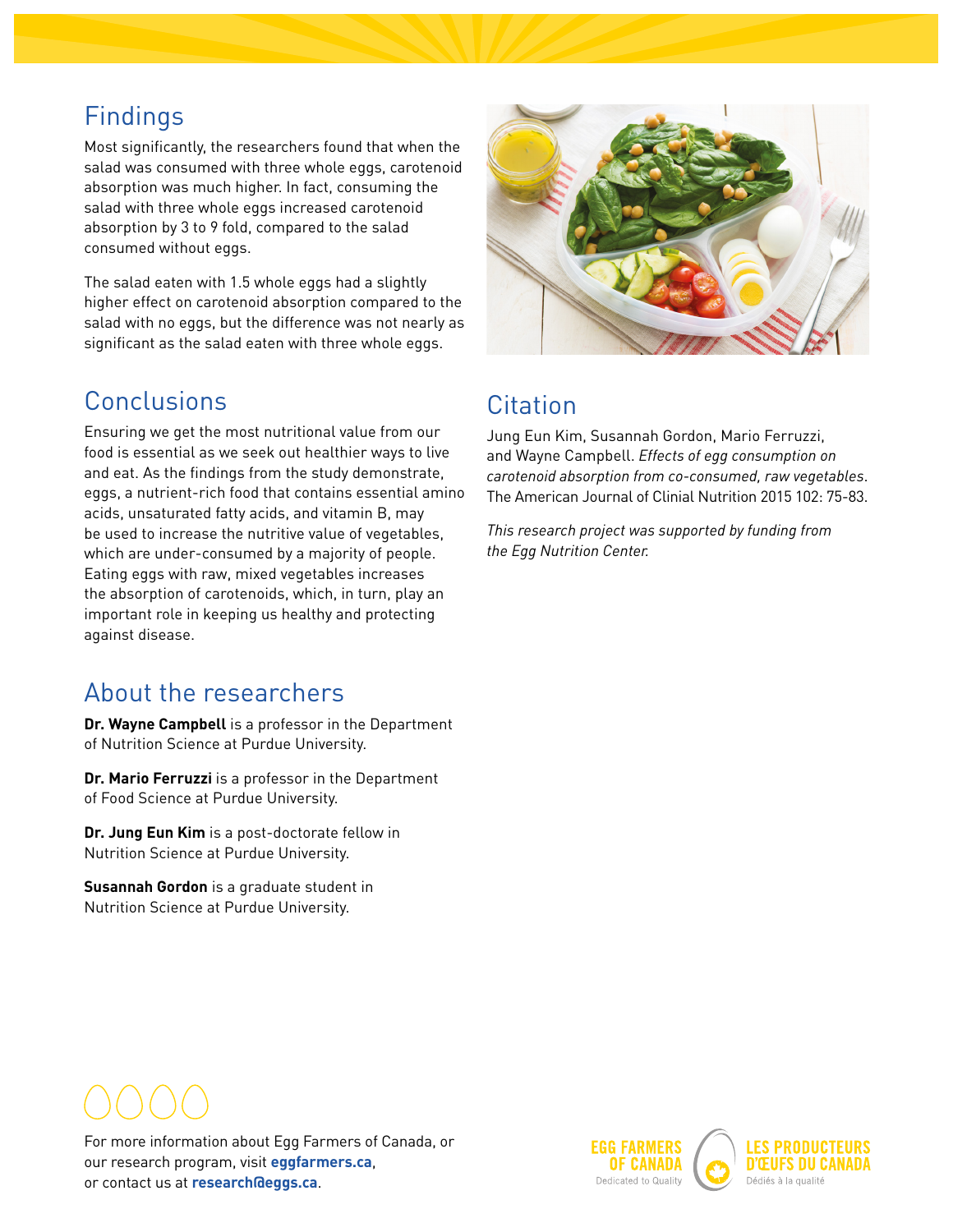## Findings

Most significantly, the researchers found that when the salad was consumed with three whole eggs, carotenoid absorption was much higher. In fact, consuming the salad with three whole eggs increased carotenoid absorption by 3 to 9 fold, compared to the salad consumed without eggs.

The salad eaten with 1.5 whole eggs had a slightly higher effect on carotenoid absorption compared to the salad with no eggs, but the difference was not nearly as significant as the salad eaten with three whole eggs.

## Conclusions

Ensuring we get the most nutritional value from our food is essential as we seek out healthier ways to live and eat. As the findings from the study demonstrate, eggs, a nutrient-rich food that contains essential amino acids, unsaturated fatty acids, and vitamin B, may be used to increase the nutritive value of vegetables, which are under-consumed by a majority of people. Eating eggs with raw, mixed vegetables increases the absorption of carotenoids, which, in turn, play an important role in keeping us healthy and protecting against disease.

## About the researchers

**Dr. Wayne Campbell** is a professor in the Department of Nutrition Science at Purdue University.

**Dr. Mario Ferruzzi** is a professor in the Department of Food Science at Purdue University.

**Dr. Jung Eun Kim** is a post-doctorate fellow in Nutrition Science at Purdue University.

**Susannah Gordon** is a graduate student in Nutrition Science at Purdue University.

## Citation

Jung Eun Kim, Susannah Gordon, Mario Ferruzzi, and Wayne Campbell. *Effects of egg consumption on carotenoid absorption from co-consumed, raw vegetables*. The American Journal of Clinial Nutrition 2015 102: 75-83.

*This research project was supported by funding from the Egg Nutrition Center.*

For more information about Egg Farmers of Canada, or our research program, visit **eggfarmers.ca**, or contact us at **research@eggs.ca**.

EGG FARMERS OF CANADA
Dedicated to Quality

LES PRODUCTEURS D'ŒUFS DU CANADA
Dédiés à la qualité